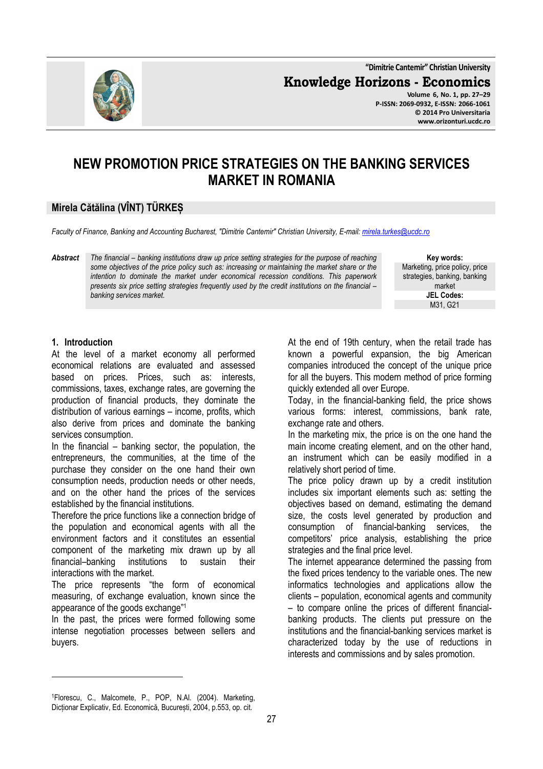# NEW PROMOTION PRICE STRATEGIES ON THE BANKING SERVICES MARKET IN ROMANIA

**Mirela Cătălina (VÎNT) TÜRKEȘ**

*Faculty of Finance, Banking and Accounting Bucharest, "Dimitrie Cantemir" Christian University, E-mail: mirela.turkes@ucdc.ro*

***Abstract*** *The financial – banking institutions draw up price setting strategies for the purpose of reaching some objectives of the price policy such as: increasing or maintaining the market share or the intention to dominate the market under economical recession conditions. This paperwork presents six price setting strategies frequently used by the credit institutions on the financial – banking services market.*

**Key words:** Marketing, price policy, price strategies, banking, banking market

**JEL Codes:** M31, G21

## 1. Introduction

At the level of a market economy all performed economical relations are evaluated and assessed based on prices. Prices, such as: interests, commissions, taxes, exchange rates, are governing the production of financial products, they dominate the distribution of various earnings – income, profits, which also derive from prices and dominate the banking services consumption.

In the financial – banking sector, the population, the entrepreneurs, the communities, at the time of the purchase they consider on the one hand their own consumption needs, production needs or other needs, and on the other hand the prices of the services established by the financial institutions.

Therefore the price functions like a connection bridge of the population and economical agents with all the environment factors and it constitutes an essential component of the marketing mix drawn up by all financial–banking institutions to sustain their interactions with the market.

The price represents "the form of economical measuring, of exchange evaluation, known since the appearance of the goods exchange"[1]

In the past, the prices were formed following some intense negotiation processes between sellers and buyers.

At the end of 19th century, when the retail trade has known a powerful expansion, the big American companies introduced the concept of the unique price for all the buyers. This modern method of price forming quickly extended all over Europe.

Today, in the financial-banking field, the price shows various forms: interest, commissions, bank rate, exchange rate and others.

In the marketing mix, the price is on the one hand the main income creating element, and on the other hand, an instrument which can be easily modified in a relatively short period of time.

The price policy drawn up by a credit institution includes six important elements such as: setting the objectives based on demand, estimating the demand size, the costs level generated by production and consumption of financial-banking services, the competitors' price analysis, establishing the price strategies and the final price level.

The internet appearance determined the passing from the fixed prices tendency to the variable ones. The new informatics technologies and applications allow the clients – population, economical agents and community – to compare online the prices of different financial-banking products. The clients put pressure on the institutions and the financial-banking services market is characterized today by the use of reductions in interests and commissions and by sales promotion.

---

[1] Florescu, C., Malcomete, P., POP, N.Al. (2004). Marketing, Dicționar Explicativ, Ed. Economică, București, 2004, p.553, op. cit.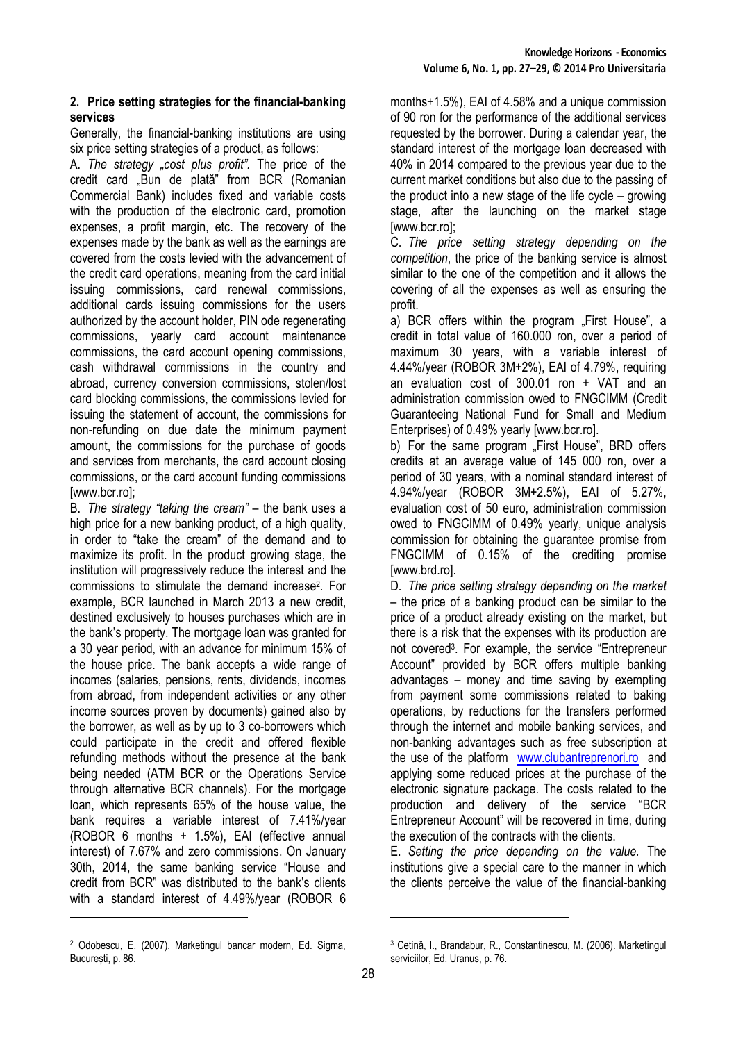## 2. Price setting strategies for the financial-banking services

Generally, the financial-banking institutions are using six price setting strategies of a product, as follows:

A. *The strategy „cost plus profit".* The price of the credit card „Bun de plată" from BCR (Romanian Commercial Bank) includes fixed and variable costs with the production of the electronic card, promotion expenses, a profit margin, etc. The recovery of the expenses made by the bank as well as the earnings are covered from the costs levied with the advancement of the credit card operations, meaning from the card initial issuing commissions, card renewal commissions, additional cards issuing commissions for the users authorized by the account holder, PIN ode regenerating commissions, yearly card account maintenance commissions, the card account opening commissions, cash withdrawal commissions in the country and abroad, currency conversion commissions, stolen/lost card blocking commissions, the commissions levied for issuing the statement of account, the commissions for non-refunding on due date the minimum payment amount, the commissions for the purchase of goods and services from merchants, the card account closing commissions, or the card account funding commissions [www.bcr.ro];

B. *The strategy "taking the cream"* – the bank uses a high price for a new banking product, of a high quality, in order to "take the cream" of the demand and to maximize its profit. In the product growing stage, the institution will progressively reduce the interest and the commissions to stimulate the demand increase[2]. For example, BCR launched in March 2013 a new credit, destined exclusively to houses purchases which are in the bank's property. The mortgage loan was granted for a 30 year period, with an advance for minimum 15% of the house price. The bank accepts a wide range of incomes (salaries, pensions, rents, dividends, incomes from abroad, from independent activities or any other income sources proven by documents) gained also by the borrower, as well as by up to 3 co-borrowers which could participate in the credit and offered flexible refunding methods without the presence at the bank being needed (ATM BCR or the Operations Service through alternative BCR channels). For the mortgage loan, which represents 65% of the house value, the bank requires a variable interest of 7.41%/year (ROBOR 6 months + 1.5%), EAI (effective annual interest) of 7.67% and zero commissions. On January 30th, 2014, the same banking service "House and credit from BCR" was distributed to the bank's clients with a standard interest of 4.49%/year (ROBOR 6 months+1.5%), EAI of 4.58% and a unique commission of 90 ron for the performance of the additional services requested by the borrower. During a calendar year, the standard interest of the mortgage loan decreased with 40% in 2014 compared to the previous year due to the current market conditions but also due to the passing of the product into a new stage of the life cycle – growing stage, after the launching on the market stage [www.bcr.ro];

C. *The price setting strategy depending on the competition*, the price of the banking service is almost similar to the one of the competition and it allows the covering of all the expenses as well as ensuring the profit.

a) BCR offers within the program „First House", a credit in total value of 160.000 ron, over a period of maximum 30 years, with a variable interest of 4.44%/year (ROBOR 3M+2%), EAI of 4.79%, requiring an evaluation cost of 300.01 ron + VAT and an administration commission owed to FNGCIMM (Credit Guaranteeing National Fund for Small and Medium Enterprises) of 0.49% yearly [www.bcr.ro].

b) For the same program „First House", BRD offers credits at an average value of 145 000 ron, over a period of 30 years, with a nominal standard interest of 4.94%/year (ROBOR 3M+2.5%), EAI of 5.27%, evaluation cost of 50 euro, administration commission owed to FNGCIMM of 0.49% yearly, unique analysis commission for obtaining the guarantee promise from FNGCIMM of 0.15% of the crediting promise [www.brd.ro].

D. *The price setting strategy depending on the market* – the price of a banking product can be similar to the price of a product already existing on the market, but there is a risk that the expenses with its production are not covered[3]. For example, the service "Entrepreneur Account" provided by BCR offers multiple banking advantages – money and time saving by exempting from payment some commissions related to baking operations, by reductions for the transfers performed through the internet and mobile banking services, and non-banking advantages such as free subscription at the use of the platform www.clubantreprenori.ro and applying some reduced prices at the purchase of the electronic signature package. The costs related to the production and delivery of the service "BCR Entrepreneur Account" will be recovered in time, during the execution of the contracts with the clients.

E. *Setting the price depending on the value.* The institutions give a special care to the manner in which the clients perceive the value of the financial-banking

---

[2] Odobescu, E. (2007). Marketingul bancar modern, Ed. Sigma, București, p. 86.

[3] Cetină, I., Brandabur, R., Constantinescu, M. (2006). Marketingul serviciilor, Ed. Uranus, p. 76.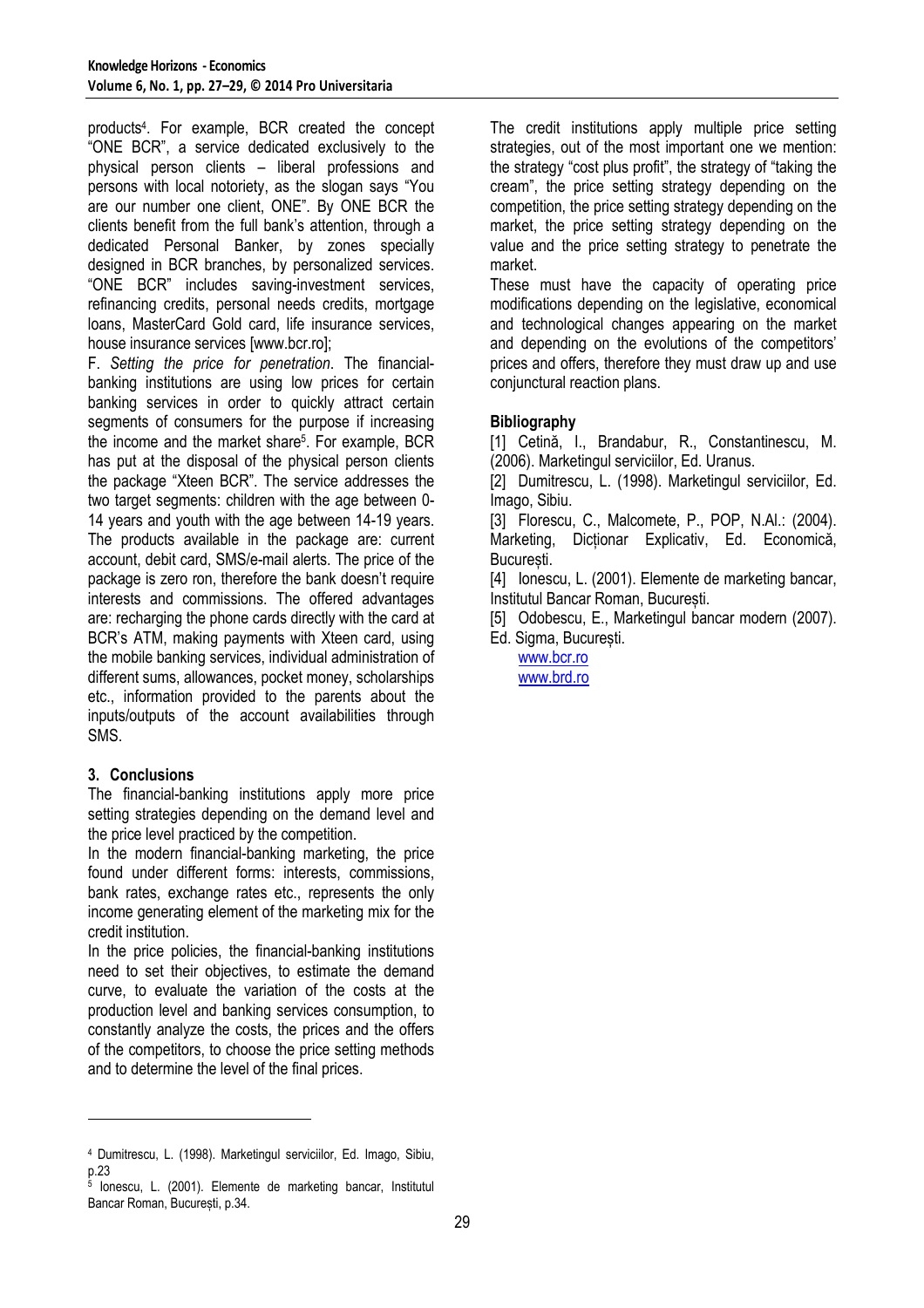products[4]. For example, BCR created the concept "ONE BCR", a service dedicated exclusively to the physical person clients – liberal professions and persons with local notoriety, as the slogan says "You are our number one client, ONE". By ONE BCR the clients benefit from the full bank's attention, through a dedicated Personal Banker, by zones specially designed in BCR branches, by personalized services. "ONE BCR" includes saving-investment services, refinancing credits, personal needs credits, mortgage loans, MasterCard Gold card, life insurance services, house insurance services [www.bcr.ro];

F. *Setting the price for penetration*. The financial-banking institutions are using low prices for certain banking services in order to quickly attract certain segments of consumers for the purpose if increasing the income and the market share[5]. For example, BCR has put at the disposal of the physical person clients the package "Xteen BCR". The service addresses the two target segments: children with the age between 0-14 years and youth with the age between 14-19 years. The products available in the package are: current account, debit card, SMS/e-mail alerts. The price of the package is zero ron, therefore the bank doesn't require interests and commissions. The offered advantages are: recharging the phone cards directly with the card at BCR's ATM, making payments with Xteen card, using the mobile banking services, individual administration of different sums, allowances, pocket money, scholarships etc., information provided to the parents about the inputs/outputs of the account availabilities through SMS.

## 3. Conclusions

The financial-banking institutions apply more price setting strategies depending on the demand level and the price level practiced by the competition.

In the modern financial-banking marketing, the price found under different forms: interests, commissions, bank rates, exchange rates etc., represents the only income generating element of the marketing mix for the credit institution.

In the price policies, the financial-banking institutions need to set their objectives, to estimate the demand curve, to evaluate the variation of the costs at the production level and banking services consumption, to constantly analyze the costs, the prices and the offers of the competitors, to choose the price setting methods and to determine the level of the final prices.

The credit institutions apply multiple price setting strategies, out of the most important one we mention: the strategy "cost plus profit", the strategy of "taking the cream", the price setting strategy depending on the competition, the price setting strategy depending on the market, the price setting strategy depending on the value and the price setting strategy to penetrate the market.

These must have the capacity of operating price modifications depending on the legislative, economical and technological changes appearing on the market and depending on the evolutions of the competitors' prices and offers, therefore they must draw up and use conjunctural reaction plans.

## Bibliography

[1] Cetină, I., Brandabur, R., Constantinescu, M. (2006). Marketingul serviciilor, Ed. Uranus.

[2] Dumitrescu, L. (1998). Marketingul serviciilor, Ed. Imago, Sibiu.

[3] Florescu, C., Malcomete, P., POP, N.Al.: (2004). Marketing, Dicționar Explicativ, Ed. Economică, București.

[4] Ionescu, L. (2001). Elemente de marketing bancar, Institutul Bancar Roman, București.

[5] Odobescu, E., Marketingul bancar modern (2007). Ed. Sigma, București.

www.bcr.ro

www.brd.ro

---

[4] Dumitrescu, L. (1998). Marketingul serviciilor, Ed. Imago, Sibiu, p.23

[5] Ionescu, L. (2001). Elemente de marketing bancar, Institutul Bancar Roman, București, p.34.